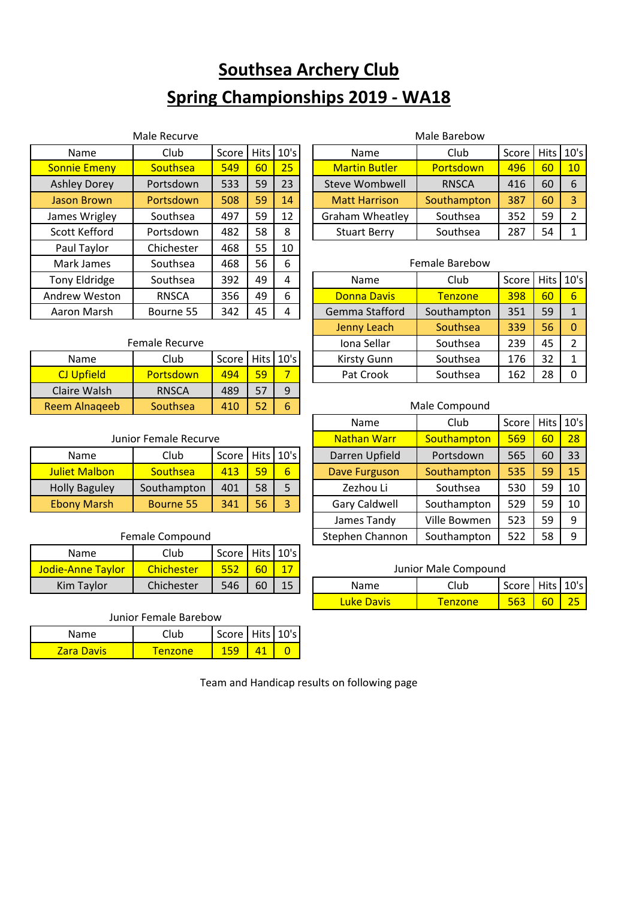# Southsea Archery Club

# Spring Championships 2019 - WA18

### Male Recurve

| Name | Club | Score | Hits | 10's |
|---|---|---|---|---|
| Sonnie Emeny | Southsea | 549 | 60 | 25 |
| Ashley Dorey | Portsdown | 533 | 59 | 23 |
| Jason Brown | Portsdown | 508 | 59 | 14 |
| James Wrigley | Southsea | 497 | 59 | 12 |
| Scott Kefford | Portsdown | 482 | 58 | 8 |
| Paul Taylor | Chichester | 468 | 55 | 10 |
| Mark James | Southsea | 468 | 56 | 6 |
| Tony Eldridge | Southsea | 392 | 49 | 4 |
| Andrew Weston | RNSCA | 356 | 49 | 6 |
| Aaron Marsh | Bourne 55 | 342 | 45 | 4 |

### Female Recurve

| Name | Club | Score | Hits | 10's |
|---|---|---|---|---|
| CJ Upfield | Portsdown | 494 | 59 | 7 |
| Claire Walsh | RNSCA | 489 | 57 | 9 |
| Reem Alnaqeeb | Southsea | 410 | 52 | 6 |

### Junior Female Recurve

| Name | Club | Score | Hits | 10's |
|---|---|---|---|---|
| Juliet Malbon | Southsea | 413 | 59 | 6 |
| Holly Baguley | Southampton | 401 | 58 | 5 |
| Ebony Marsh | Bourne 55 | 341 | 56 | 3 |

### Female Compound

| Name | Club | Score | Hits | 10's |
|---|---|---|---|---|
| Jodie-Anne Taylor | Chichester | 552 | 60 | 17 |
| Kim Taylor | Chichester | 546 | 60 | 15 |

### Junior Female Barebow

| Name | Club | Score | Hits | 10's |
|---|---|---|---|---|
| Zara Davis | Tenzone | 159 | 41 | 0 |

### Male Barebow

| Name | Club | Score | Hits | 10's |
|---|---|---|---|---|
| Martin Butler | Portsdown | 496 | 60 | 10 |
| Steve Wombwell | RNSCA | 416 | 60 | 6 |
| Matt Harrison | Southampton | 387 | 60 | 3 |
| Graham Wheatley | Southsea | 352 | 59 | 2 |
| Stuart Berry | Southsea | 287 | 54 | 1 |

### Female Barebow

| Name | Club | Score | Hits | 10's |
|---|---|---|---|---|
| Donna Davis | Tenzone | 398 | 60 | 6 |
| Gemma Stafford | Southampton | 351 | 59 | 1 |
| Jenny Leach | Southsea | 339 | 56 | 0 |
| Iona Sellar | Southsea | 239 | 45 | 2 |
| Kirsty Gunn | Southsea | 176 | 32 | 1 |
| Pat Crook | Southsea | 162 | 28 | 0 |

### Male Compound

| Name | Club | Score | Hits | 10's |
|---|---|---|---|---|
| Nathan Warr | Southampton | 569 | 60 | 28 |
| Darren Upfield | Portsdown | 565 | 60 | 33 |
| Dave Furguson | Southampton | 535 | 59 | 15 |
| Zezhou Li | Southsea | 530 | 59 | 10 |
| Gary Caldwell | Southampton | 529 | 59 | 10 |
| James Tandy | Ville Bowmen | 523 | 59 | 9 |
| Stephen Channon | Southampton | 522 | 58 | 9 |

### Junior Male Compound

| Name | Club | Score | Hits | 10's |
|---|---|---|---|---|
| Luke Davis | Tenzone | 563 | 60 | 25 |

Team and Handicap results on following page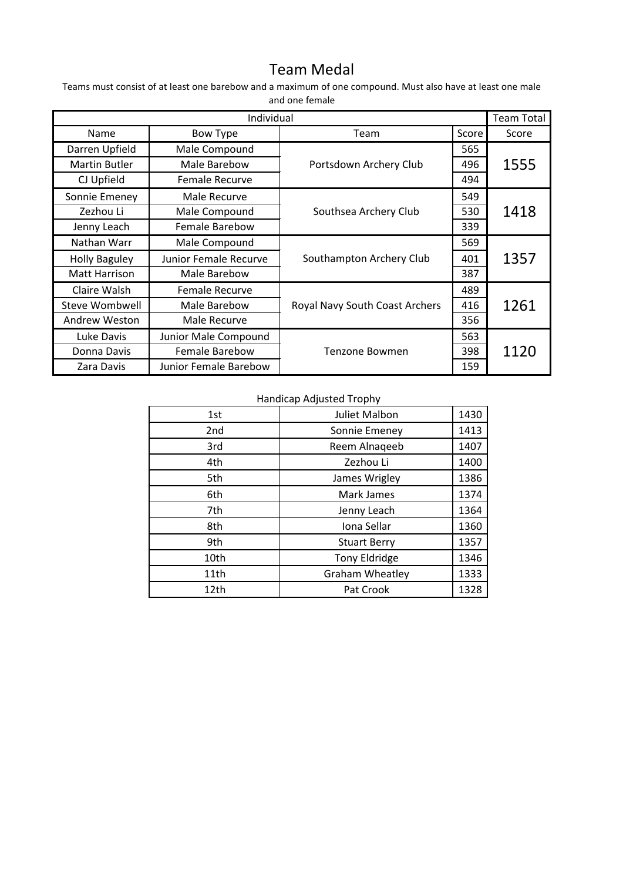# Team Medal

Teams must consist of at least one barebow and a maximum of one compound. Must also have at least one male and one female

| Individual | | | | Team Total |
|---|---|---|---|---|
| Name | Bow Type | Team | Score | Score |
| Darren Upfield | Male Compound | Portsdown Archery Club | 565 | 1555 |
| Martin Butler | Male Barebow | | 496 | |
| CJ Upfield | Female Recurve | | 494 | |
| Sonnie Emeney | Male Recurve | Southsea Archery Club | 549 | 1418 |
| Zezhou Li | Male Compound | | 530 | |
| Jenny Leach | Female Barebow | | 339 | |
| Nathan Warr | Male Compound | Southampton Archery Club | 569 | 1357 |
| Holly Baguley | Junior Female Recurve | | 401 | |
| Matt Harrison | Male Barebow | | 387 | |
| Claire Walsh | Female Recurve | Royal Navy South Coast Archers | 489 | 1261 |
| Steve Wombwell | Male Barebow | | 416 | |
| Andrew Weston | Male Recurve | | 356 | |
| Luke Davis | Junior Male Compound | Tenzone Bowmen | 563 | 1120 |
| Donna Davis | Female Barebow | | 398 | |
| Zara Davis | Junior Female Barebow | | 159 | |

Handicap Adjusted Trophy

| | | |
|---|---|---|
| 1st | Juliet Malbon | 1430 |
| 2nd | Sonnie Emeney | 1413 |
| 3rd | Reem Alnaqeeb | 1407 |
| 4th | Zezhou Li | 1400 |
| 5th | James Wrigley | 1386 |
| 6th | Mark James | 1374 |
| 7th | Jenny Leach | 1364 |
| 8th | Iona Sellar | 1360 |
| 9th | Stuart Berry | 1357 |
| 10th | Tony Eldridge | 1346 |
| 11th | Graham Wheatley | 1333 |
| 12th | Pat Crook | 1328 |